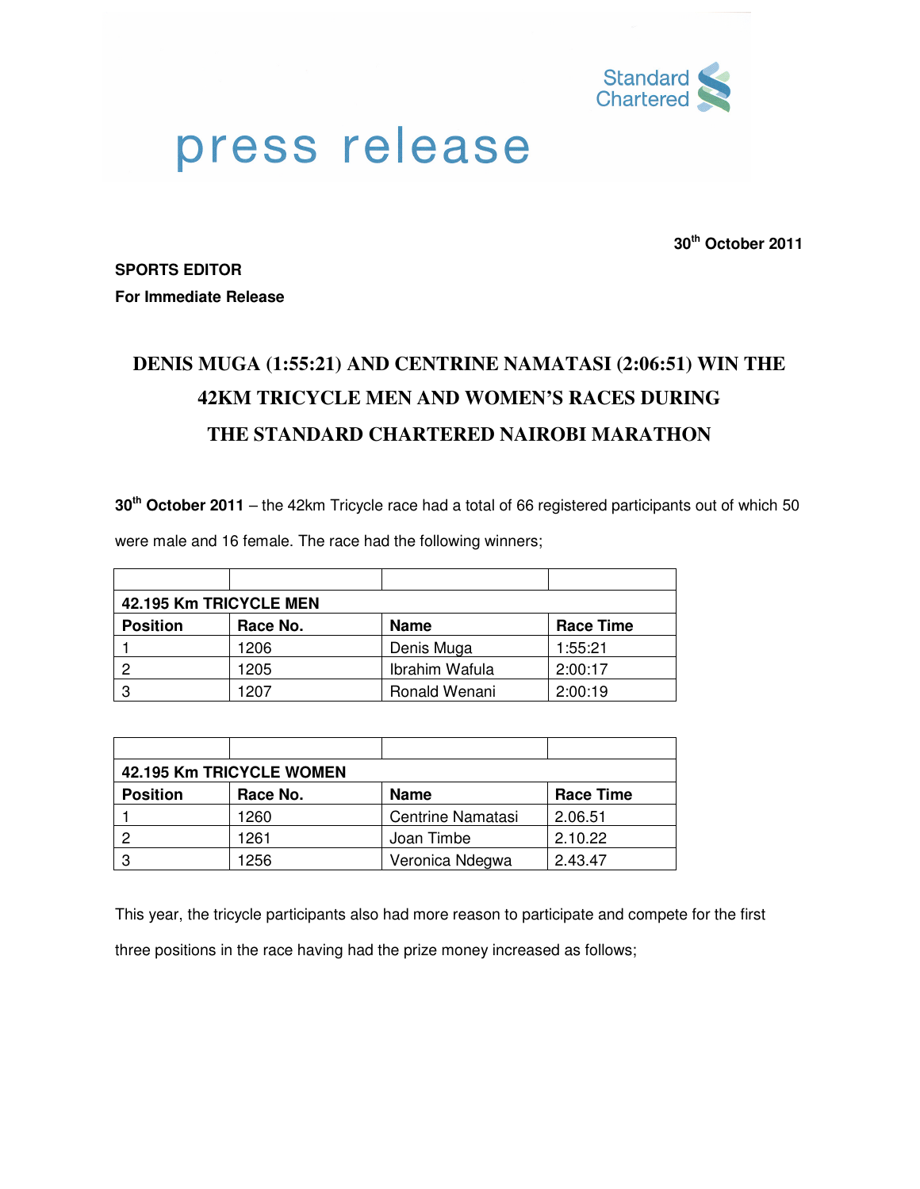Standard Chartered

# press release

**30th October 2011**

**SPORTS EDITOR**
**For Immediate Release**

## DENIS MUGA (1:55:21) AND CENTRINE NAMATASI (2:06:51) WIN THE 42KM TRICYCLE MEN AND WOMEN'S RACES DURING THE STANDARD CHARTERED NAIROBI MARATHON

**30th October 2011** – the 42km Tricycle race had a total of 66 registered participants out of which 50 were male and 16 female. The race had the following winners;

| | | | |
|---|---|---|---|
| **42.195 Km TRICYCLE MEN** | | | |
| **Position** | **Race No.** | **Name** | **Race Time** |
| 1 | 1206 | Denis Muga | 1:55:21 |
| 2 | 1205 | Ibrahim Wafula | 2:00:17 |
| 3 | 1207 | Ronald Wenani | 2:00:19 |

| | | | |
|---|---|---|---|
| **42.195 Km TRICYCLE WOMEN** | | | |
| **Position** | **Race No.** | **Name** | **Race Time** |
| 1 | 1260 | Centrine Namatasi | 2.06.51 |
| 2 | 1261 | Joan Timbe | 2.10.22 |
| 3 | 1256 | Veronica Ndegwa | 2.43.47 |

This year, the tricycle participants also had more reason to participate and compete for the first three positions in the race having had the prize money increased as follows;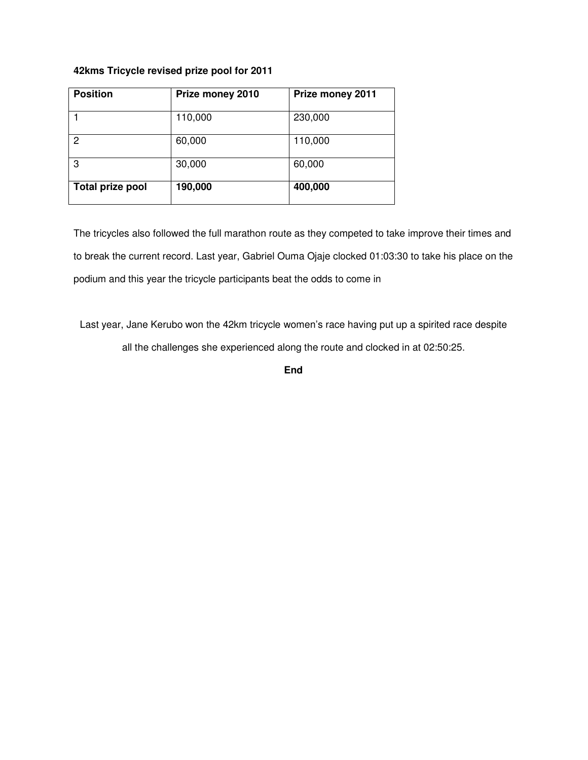**42kms Tricycle revised prize pool for 2011**

| Position | Prize money 2010 | Prize money 2011 |
|---|---|---|
| 1 | 110,000 | 230,000 |
| 2 | 60,000 | 110,000 |
| 3 | 30,000 | 60,000 |
| **Total prize pool** | **190,000** | **400,000** |

The tricycles also followed the full marathon route as they competed to take improve their times and to break the current record. Last year, Gabriel Ouma Ojaje clocked 01:03:30 to take his place on the podium and this year the tricycle participants beat the odds to come in

Last year, Jane Kerubo won the 42km tricycle women's race having put up a spirited race despite all the challenges she experienced along the route and clocked in at 02:50:25.

**End**